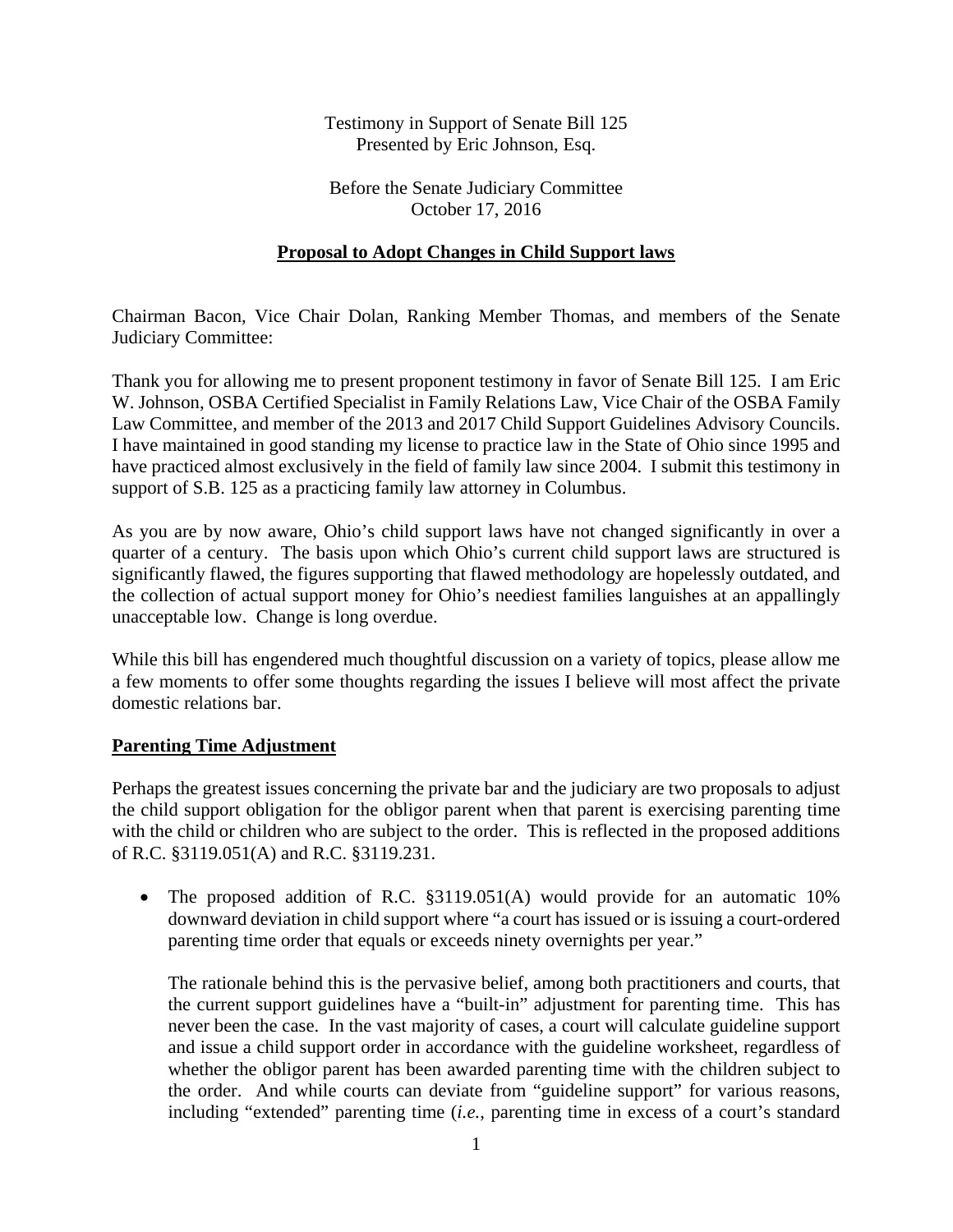Testimony in Support of Senate Bill 125
Presented by Eric Johnson, Esq.

Before the Senate Judiciary Committee
October 17, 2016

## Proposal to Adopt Changes in Child Support laws

Chairman Bacon, Vice Chair Dolan, Ranking Member Thomas, and members of the Senate Judiciary Committee:

Thank you for allowing me to present proponent testimony in favor of Senate Bill 125. I am Eric W. Johnson, OSBA Certified Specialist in Family Relations Law, Vice Chair of the OSBA Family Law Committee, and member of the 2013 and 2017 Child Support Guidelines Advisory Councils. I have maintained in good standing my license to practice law in the State of Ohio since 1995 and have practiced almost exclusively in the field of family law since 2004. I submit this testimony in support of S.B. 125 as a practicing family law attorney in Columbus.

As you are by now aware, Ohio's child support laws have not changed significantly in over a quarter of a century. The basis upon which Ohio's current child support laws are structured is significantly flawed, the figures supporting that flawed methodology are hopelessly outdated, and the collection of actual support money for Ohio's neediest families languishes at an appallingly unacceptable low. Change is long overdue.

While this bill has engendered much thoughtful discussion on a variety of topics, please allow me a few moments to offer some thoughts regarding the issues I believe will most affect the private domestic relations bar.

### Parenting Time Adjustment

Perhaps the greatest issues concerning the private bar and the judiciary are two proposals to adjust the child support obligation for the obligor parent when that parent is exercising parenting time with the child or children who are subject to the order. This is reflected in the proposed additions of R.C. §3119.051(A) and R.C. §3119.231.

- The proposed addition of R.C. §3119.051(A) would provide for an automatic 10% downward deviation in child support where "a court has issued or is issuing a court-ordered parenting time order that equals or exceeds ninety overnights per year."

  The rationale behind this is the pervasive belief, among both practitioners and courts, that the current support guidelines have a "built-in" adjustment for parenting time. This has never been the case. In the vast majority of cases, a court will calculate guideline support and issue a child support order in accordance with the guideline worksheet, regardless of whether the obligor parent has been awarded parenting time with the children subject to the order. And while courts can deviate from "guideline support" for various reasons, including "extended" parenting time (*i.e.*, parenting time in excess of a court's standard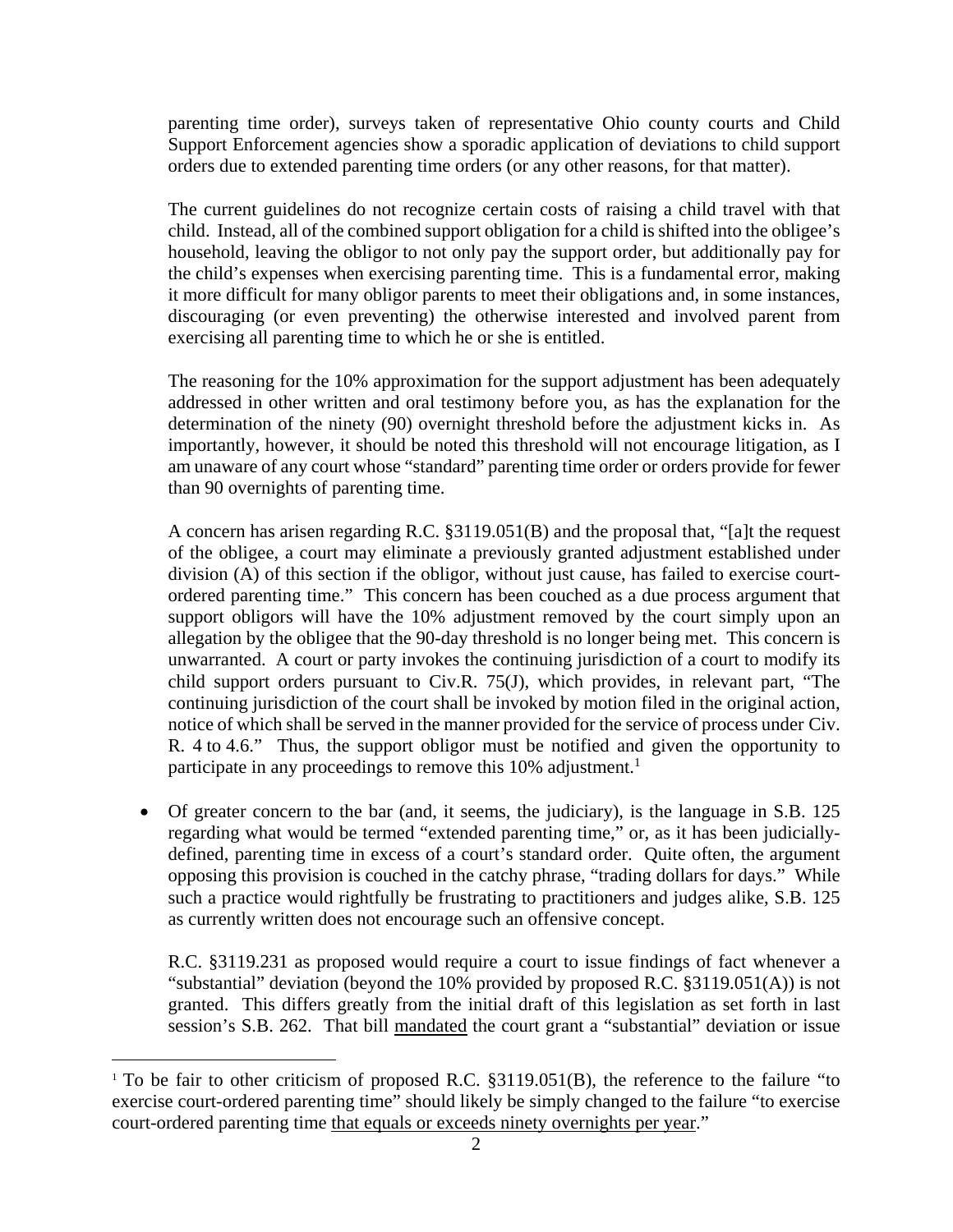parenting time order), surveys taken of representative Ohio county courts and Child Support Enforcement agencies show a sporadic application of deviations to child support orders due to extended parenting time orders (or any other reasons, for that matter).

The current guidelines do not recognize certain costs of raising a child travel with that child. Instead, all of the combined support obligation for a child is shifted into the obligee's household, leaving the obligor to not only pay the support order, but additionally pay for the child's expenses when exercising parenting time. This is a fundamental error, making it more difficult for many obligor parents to meet their obligations and, in some instances, discouraging (or even preventing) the otherwise interested and involved parent from exercising all parenting time to which he or she is entitled.

The reasoning for the 10% approximation for the support adjustment has been adequately addressed in other written and oral testimony before you, as has the explanation for the determination of the ninety (90) overnight threshold before the adjustment kicks in. As importantly, however, it should be noted this threshold will not encourage litigation, as I am unaware of any court whose "standard" parenting time order or orders provide for fewer than 90 overnights of parenting time.

A concern has arisen regarding R.C. §3119.051(B) and the proposal that, "[a]t the request of the obligee, a court may eliminate a previously granted adjustment established under division (A) of this section if the obligor, without just cause, has failed to exercise court-ordered parenting time." This concern has been couched as a due process argument that support obligors will have the 10% adjustment removed by the court simply upon an allegation by the obligee that the 90-day threshold is no longer being met. This concern is unwarranted. A court or party invokes the continuing jurisdiction of a court to modify its child support orders pursuant to Civ.R. 75(J), which provides, in relevant part, "The continuing jurisdiction of the court shall be invoked by motion filed in the original action, notice of which shall be served in the manner provided for the service of process under Civ. R. 4 to 4.6." Thus, the support obligor must be notified and given the opportunity to participate in any proceedings to remove this 10% adjustment.[1]

- Of greater concern to the bar (and, it seems, the judiciary), is the language in S.B. 125 regarding what would be termed "extended parenting time," or, as it has been judicially-defined, parenting time in excess of a court's standard order. Quite often, the argument opposing this provision is couched in the catchy phrase, "trading dollars for days." While such a practice would rightfully be frustrating to practitioners and judges alike, S.B. 125 as currently written does not encourage such an offensive concept.

  R.C. §3119.231 as proposed would require a court to issue findings of fact whenever a "substantial" deviation (beyond the 10% provided by proposed R.C. §3119.051(A)) is not granted. This differs greatly from the initial draft of this legislation as set forth in last session's S.B. 262. That bill <u>mandated</u> the court grant a "substantial" deviation or issue

---

[1] To be fair to other criticism of proposed R.C. §3119.051(B), the reference to the failure "to exercise court-ordered parenting time" should likely be simply changed to the failure "to exercise court-ordered parenting time <u>that equals or exceeds ninety overnights per year</u>."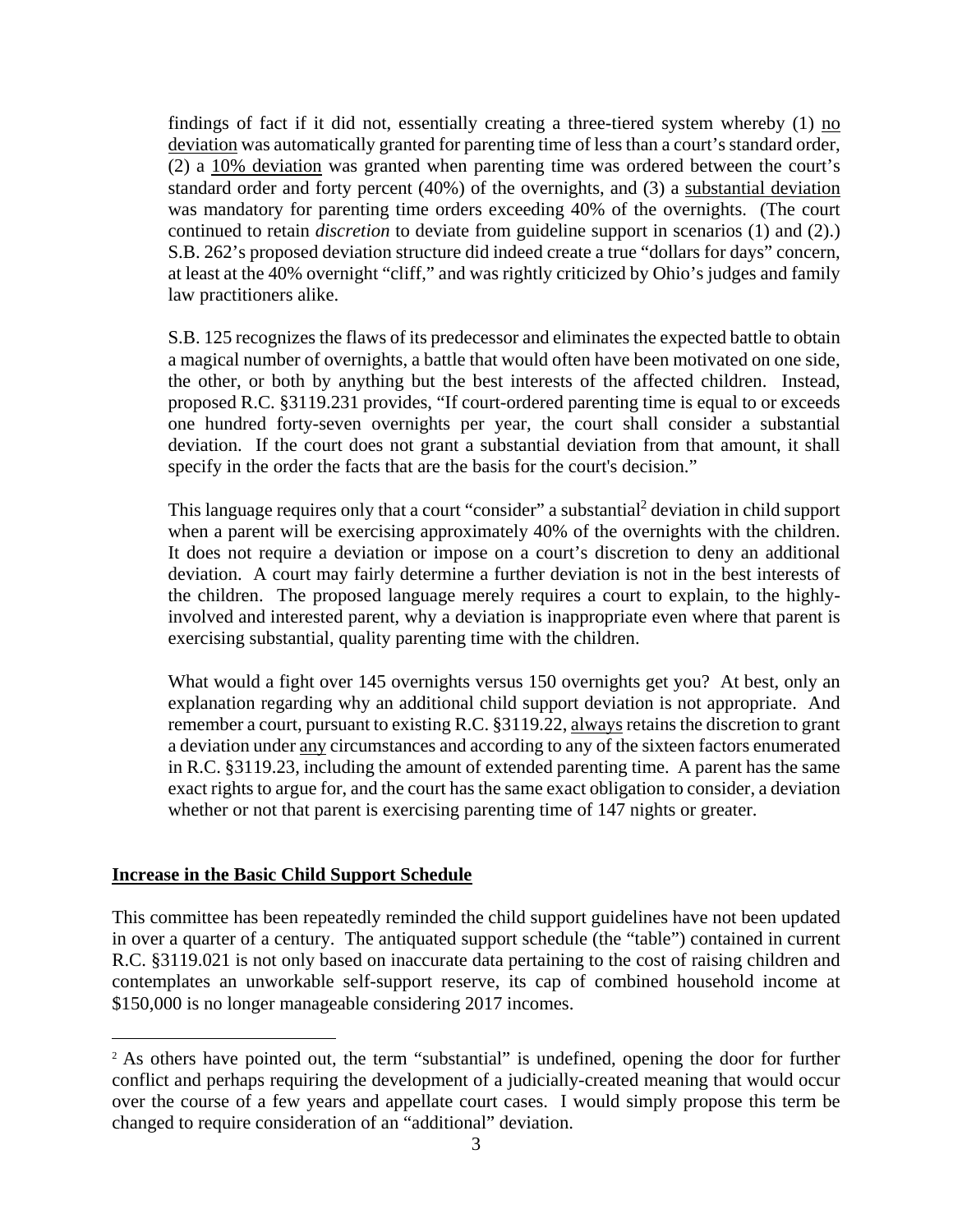findings of fact if it did not, essentially creating a three-tiered system whereby (1) no deviation was automatically granted for parenting time of less than a court's standard order, (2) a 10% deviation was granted when parenting time was ordered between the court's standard order and forty percent (40%) of the overnights, and (3) a substantial deviation was mandatory for parenting time orders exceeding 40% of the overnights. (The court continued to retain *discretion* to deviate from guideline support in scenarios (1) and (2).) S.B. 262's proposed deviation structure did indeed create a true "dollars for days" concern, at least at the 40% overnight "cliff," and was rightly criticized by Ohio's judges and family law practitioners alike.

S.B. 125 recognizes the flaws of its predecessor and eliminates the expected battle to obtain a magical number of overnights, a battle that would often have been motivated on one side, the other, or both by anything but the best interests of the affected children. Instead, proposed R.C. §3119.231 provides, "If court-ordered parenting time is equal to or exceeds one hundred forty-seven overnights per year, the court shall consider a substantial deviation. If the court does not grant a substantial deviation from that amount, it shall specify in the order the facts that are the basis for the court's decision."

This language requires only that a court "consider" a substantial[2] deviation in child support when a parent will be exercising approximately 40% of the overnights with the children. It does not require a deviation or impose on a court's discretion to deny an additional deviation. A court may fairly determine a further deviation is not in the best interests of the children. The proposed language merely requires a court to explain, to the highly-involved and interested parent, why a deviation is inappropriate even where that parent is exercising substantial, quality parenting time with the children.

What would a fight over 145 overnights versus 150 overnights get you? At best, only an explanation regarding why an additional child support deviation is not appropriate. And remember a court, pursuant to existing R.C. §3119.22, always retains the discretion to grant a deviation under any circumstances and according to any of the sixteen factors enumerated in R.C. §3119.23, including the amount of extended parenting time. A parent has the same exact rights to argue for, and the court has the same exact obligation to consider, a deviation whether or not that parent is exercising parenting time of 147 nights or greater.

**Increase in the Basic Child Support Schedule**

This committee has been repeatedly reminded the child support guidelines have not been updated in over a quarter of a century. The antiquated support schedule (the "table") contained in current R.C. §3119.021 is not only based on inaccurate data pertaining to the cost of raising children and contemplates an unworkable self-support reserve, its cap of combined household income at $150,000 is no longer manageable considering 2017 incomes.

[2] As others have pointed out, the term "substantial" is undefined, opening the door for further conflict and perhaps requiring the development of a judicially-created meaning that would occur over the course of a few years and appellate court cases. I would simply propose this term be changed to require consideration of an "additional" deviation.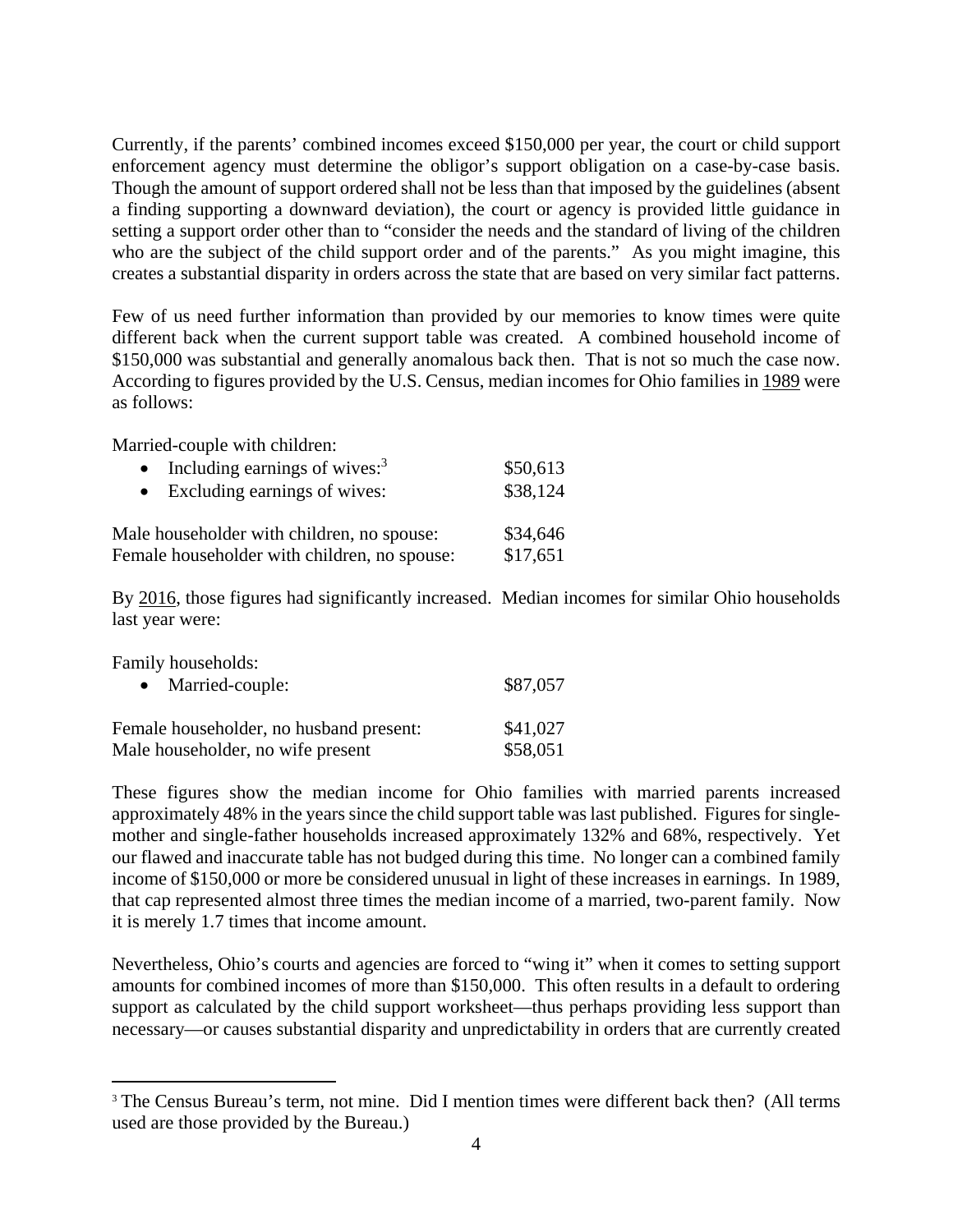Currently, if the parents' combined incomes exceed $150,000 per year, the court or child support enforcement agency must determine the obligor's support obligation on a case-by-case basis. Though the amount of support ordered shall not be less than that imposed by the guidelines (absent a finding supporting a downward deviation), the court or agency is provided little guidance in setting a support order other than to "consider the needs and the standard of living of the children who are the subject of the child support order and of the parents." As you might imagine, this creates a substantial disparity in orders across the state that are based on very similar fact patterns.

Few of us need further information than provided by our memories to know times were quite different back when the current support table was created. A combined household income of $150,000 was substantial and generally anomalous back then. That is not so much the case now. According to figures provided by the U.S. Census, median incomes for Ohio families in <u>1989</u> were as follows:

Married-couple with children:

- Including earnings of wives:[3] $50,613
- Excluding earnings of wives: $38,124

Male householder with children, no spouse: $34,646
Female householder with children, no spouse: $17,651

By <u>2016</u>, those figures had significantly increased. Median incomes for similar Ohio households last year were:

Family households:

- Married-couple: $87,057

Female householder, no husband present: $41,027
Male householder, no wife present $58,051

These figures show the median income for Ohio families with married parents increased approximately 48% in the years since the child support table was last published. Figures for single-mother and single-father households increased approximately 132% and 68%, respectively. Yet our flawed and inaccurate table has not budged during this time. No longer can a combined family income of $150,000 or more be considered unusual in light of these increases in earnings. In 1989, that cap represented almost three times the median income of a married, two-parent family. Now it is merely 1.7 times that income amount.

Nevertheless, Ohio's courts and agencies are forced to "wing it" when it comes to setting support amounts for combined incomes of more than $150,000. This often results in a default to ordering support as calculated by the child support worksheet—thus perhaps providing less support than necessary—or causes substantial disparity and unpredictability in orders that are currently created

[3] The Census Bureau's term, not mine. Did I mention times were different back then? (All terms used are those provided by the Bureau.)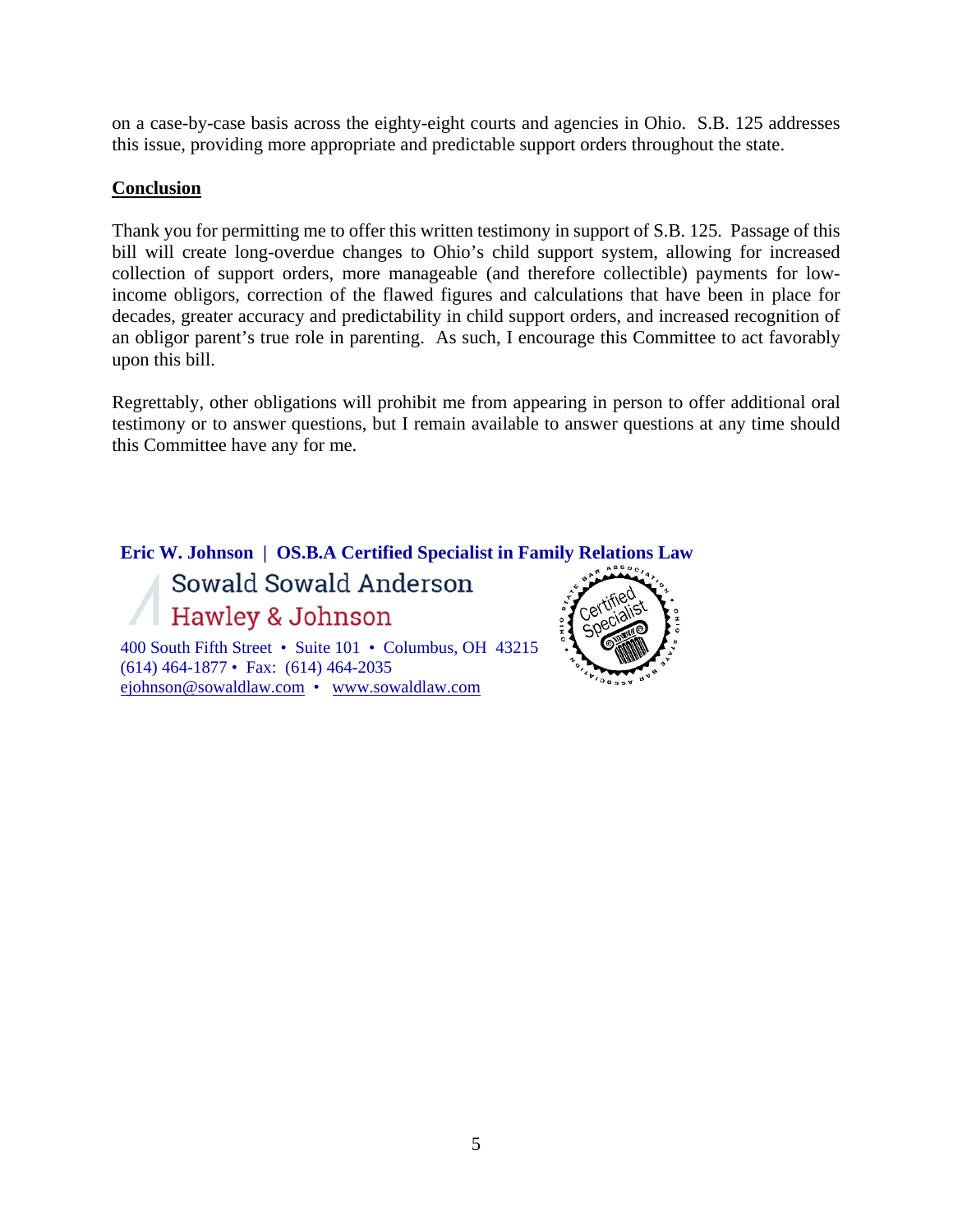on a case-by-case basis across the eighty-eight courts and agencies in Ohio. S.B. 125 addresses this issue, providing more appropriate and predictable support orders throughout the state.

**Conclusion**

Thank you for permitting me to offer this written testimony in support of S.B. 125. Passage of this bill will create long-overdue changes to Ohio's child support system, allowing for increased collection of support orders, more manageable (and therefore collectible) payments for low-income obligors, correction of the flawed figures and calculations that have been in place for decades, greater accuracy and predictability in child support orders, and increased recognition of an obligor parent's true role in parenting. As such, I encourage this Committee to act favorably upon this bill.

Regrettably, other obligations will prohibit me from appearing in person to offer additional oral testimony or to answer questions, but I remain available to answer questions at any time should this Committee have any for me.

**Eric W. Johnson | OS.B.A Certified Specialist in Family Relations Law**

Sowald Sowald Anderson
Hawley & Johnson

400 South Fifth Street • Suite 101 • Columbus, OH 43215
(614) 464-1877 • Fax: (614) 464-2035
ejohnson@sowaldlaw.com • www.sowaldlaw.com